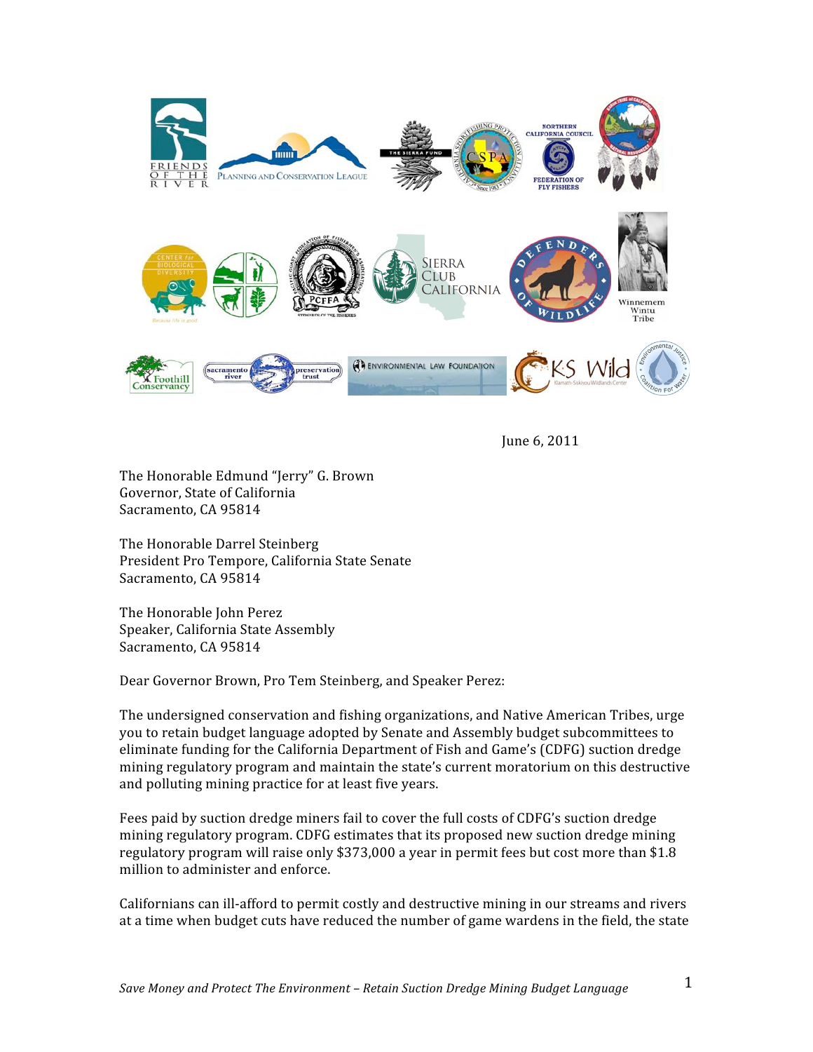June 6, 2011

The Honorable Edmund "Jerry" G. Brown
Governor, State of California
Sacramento, CA 95814

The Honorable Darrel Steinberg
President Pro Tempore, California State Senate
Sacramento, CA 95814

The Honorable John Perez
Speaker, California State Assembly
Sacramento, CA 95814

Dear Governor Brown, Pro Tem Steinberg, and Speaker Perez:

The undersigned conservation and fishing organizations, and Native American Tribes, urge you to retain budget language adopted by Senate and Assembly budget subcommittees to eliminate funding for the California Department of Fish and Game's (CDFG) suction dredge mining regulatory program and maintain the state's current moratorium on this destructive and polluting mining practice for at least five years.

Fees paid by suction dredge miners fail to cover the full costs of CDFG's suction dredge mining regulatory program. CDFG estimates that its proposed new suction dredge mining regulatory program will raise only $373,000 a year in permit fees but cost more than $1.8 million to administer and enforce.

Californians can ill-afford to permit costly and destructive mining in our streams and rivers at a time when budget cuts have reduced the number of game wardens in the field, the state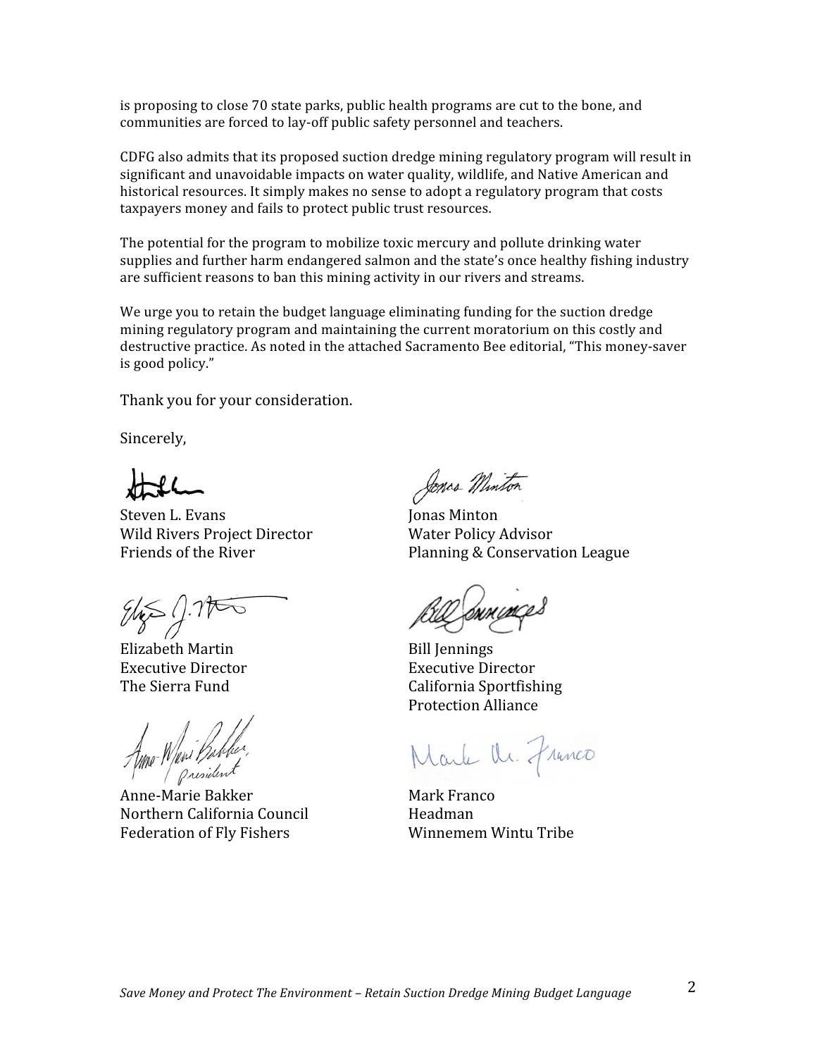is proposing to close 70 state parks, public health programs are cut to the bone, and communities are forced to lay-off public safety personnel and teachers.

CDFG also admits that its proposed suction dredge mining regulatory program will result in significant and unavoidable impacts on water quality, wildlife, and Native American and historical resources. It simply makes no sense to adopt a regulatory program that costs taxpayers money and fails to protect public trust resources.

The potential for the program to mobilize toxic mercury and pollute drinking water supplies and further harm endangered salmon and the state's once healthy fishing industry are sufficient reasons to ban this mining activity in our rivers and streams.

We urge you to retain the budget language eliminating funding for the suction dredge mining regulatory program and maintaining the current moratorium on this costly and destructive practice. As noted in the attached Sacramento Bee editorial, "This money-saver is good policy."

Thank you for your consideration.

Sincerely,

Steven L. Evans
Wild Rivers Project Director
Friends of the River

Jonas Minton
Water Policy Advisor
Planning & Conservation League

Elizabeth Martin
Executive Director
The Sierra Fund

Bill Jennings
Executive Director
California Sportfishing Protection Alliance

Anne-Marie Bakker
Northern California Council
Federation of Fly Fishers

Mark Franco
Headman
Winnemem Wintu Tribe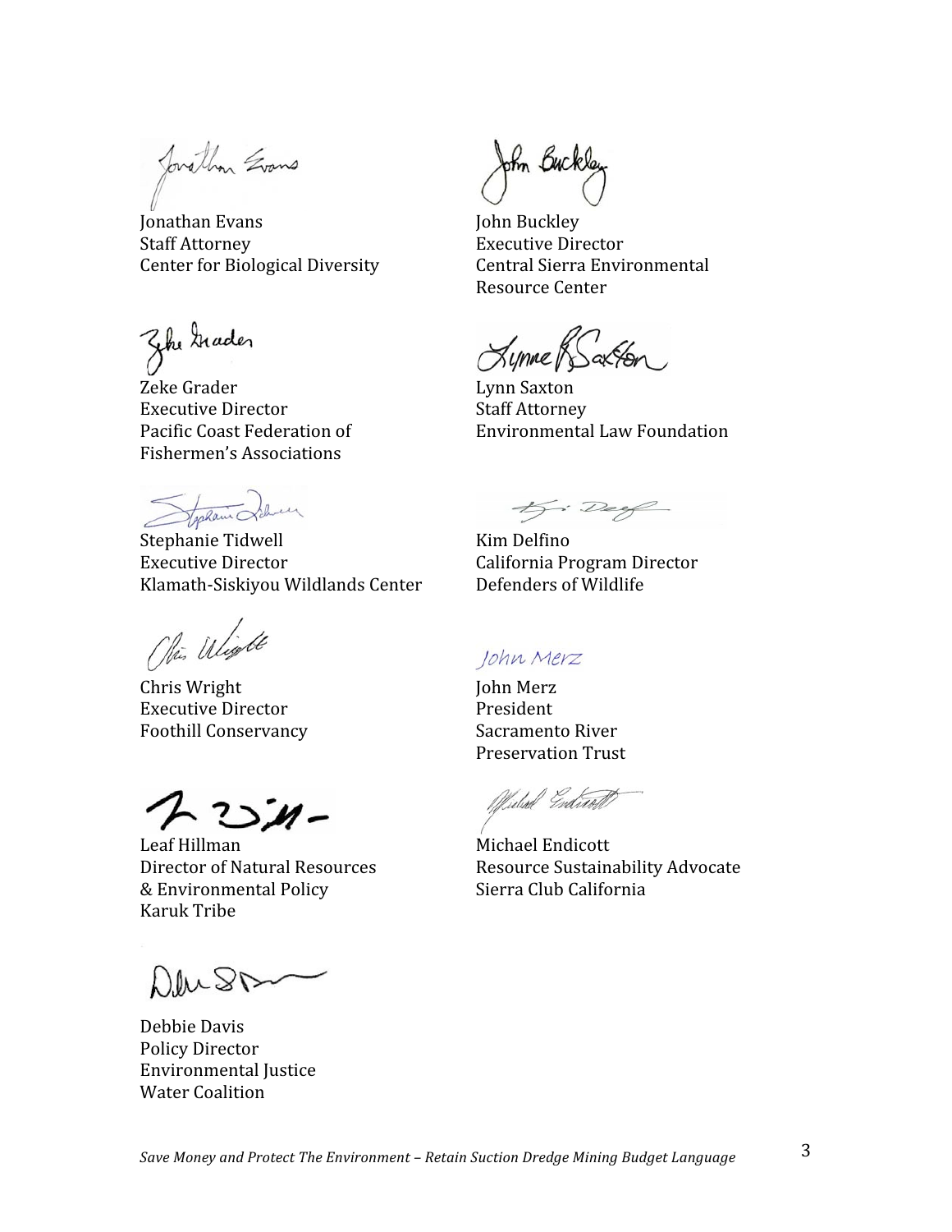Jonathan Evans
Staff Attorney
Center for Biological Diversity

John Buckley
Executive Director
Central Sierra Environmental
Resource Center

Zeke Grader
Executive Director
Pacific Coast Federation of
Fishermen's Associations

Lynn Saxton
Staff Attorney
Environmental Law Foundation

Stephanie Tidwell
Executive Director
Klamath-Siskiyou Wildlands Center

Kim Delfino
California Program Director
Defenders of Wildlife

Chris Wright
Executive Director
Foothill Conservancy

John Merz

John Merz
President
Sacramento River
Preservation Trust

Leaf Hillman
Director of Natural Resources
& Environmental Policy
Karuk Tribe

Michael Endicott
Resource Sustainability Advocate
Sierra Club California

Debbie Davis
Policy Director
Environmental Justice
Water Coalition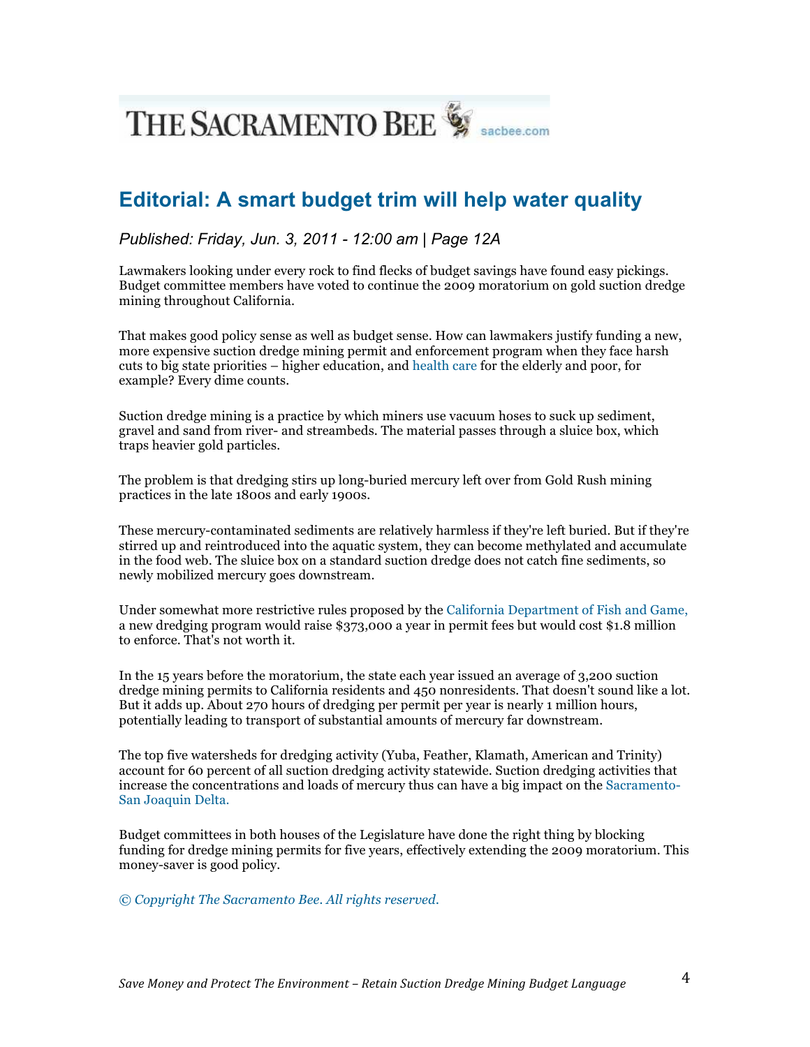THE SACRAMENTO BEE sacbee.com

# Editorial: A smart budget trim will help water quality

*Published: Friday, Jun. 3, 2011 - 12:00 am | Page 12A*

Lawmakers looking under every rock to find flecks of budget savings have found easy pickings. Budget committee members have voted to continue the 2009 moratorium on gold suction dredge mining throughout California.

That makes good policy sense as well as budget sense. How can lawmakers justify funding a new, more expensive suction dredge mining permit and enforcement program when they face harsh cuts to big state priorities – higher education, and health care for the elderly and poor, for example? Every dime counts.

Suction dredge mining is a practice by which miners use vacuum hoses to suck up sediment, gravel and sand from river- and streambeds. The material passes through a sluice box, which traps heavier gold particles.

The problem is that dredging stirs up long-buried mercury left over from Gold Rush mining practices in the late 1800s and early 1900s.

These mercury-contaminated sediments are relatively harmless if they're left buried. But if they're stirred up and reintroduced into the aquatic system, they can become methylated and accumulate in the food web. The sluice box on a standard suction dredge does not catch fine sediments, so newly mobilized mercury goes downstream.

Under somewhat more restrictive rules proposed by the California Department of Fish and Game, a new dredging program would raise $373,000 a year in permit fees but would cost $1.8 million to enforce. That's not worth it.

In the 15 years before the moratorium, the state each year issued an average of 3,200 suction dredge mining permits to California residents and 450 nonresidents. That doesn't sound like a lot. But it adds up. About 270 hours of dredging per permit per year is nearly 1 million hours, potentially leading to transport of substantial amounts of mercury far downstream.

The top five watersheds for dredging activity (Yuba, Feather, Klamath, American and Trinity) account for 60 percent of all suction dredging activity statewide. Suction dredging activities that increase the concentrations and loads of mercury thus can have a big impact on the Sacramento-San Joaquin Delta.

Budget committees in both houses of the Legislature have done the right thing by blocking funding for dredge mining permits for five years, effectively extending the 2009 moratorium. This money-saver is good policy.

*© Copyright The Sacramento Bee. All rights reserved.*